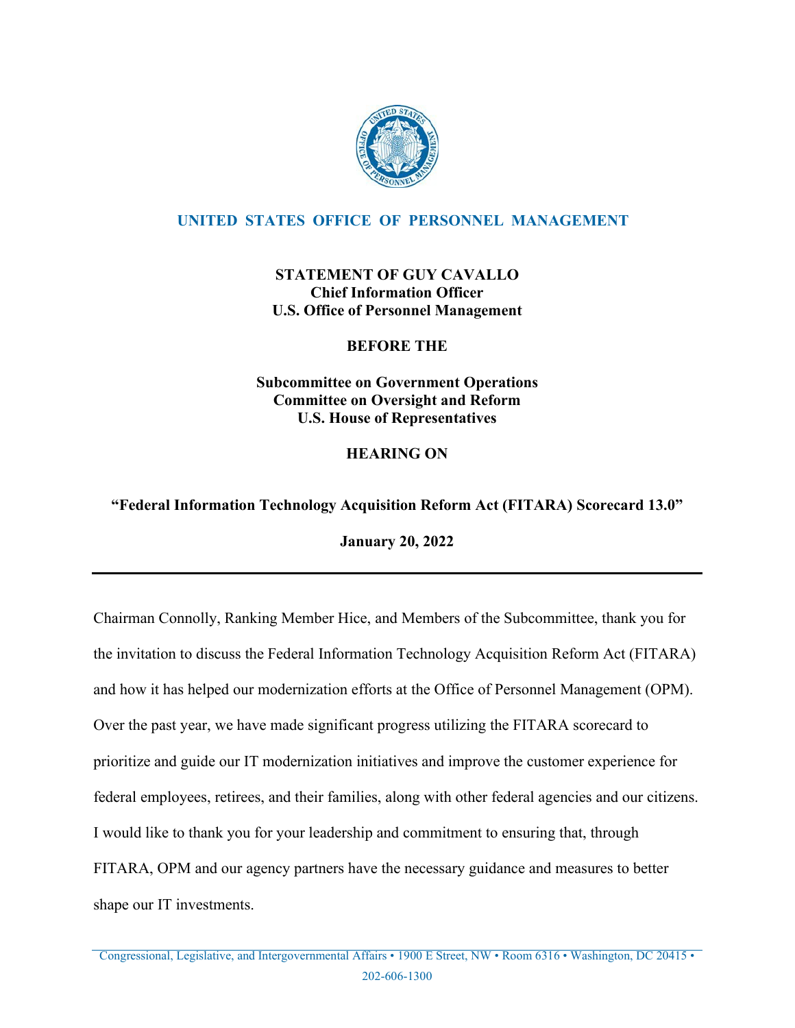# UNITED STATES OFFICE OF PERSONNEL MANAGEMENT

**STATEMENT OF GUY CAVALLO**
**Chief Information Officer**
**U.S. Office of Personnel Management**

**BEFORE THE**

**Subcommittee on Government Operations**
**Committee on Oversight and Reform**
**U.S. House of Representatives**

**HEARING ON**

**"Federal Information Technology Acquisition Reform Act (FITARA) Scorecard 13.0"**

**January 20, 2022**

---

Chairman Connolly, Ranking Member Hice, and Members of the Subcommittee, thank you for the invitation to discuss the Federal Information Technology Acquisition Reform Act (FITARA) and how it has helped our modernization efforts at the Office of Personnel Management (OPM). Over the past year, we have made significant progress utilizing the FITARA scorecard to prioritize and guide our IT modernization initiatives and improve the customer experience for federal employees, retirees, and their families, along with other federal agencies and our citizens. I would like to thank you for your leadership and commitment to ensuring that, through FITARA, OPM and our agency partners have the necessary guidance and measures to better shape our IT investments.

Congressional, Legislative, and Intergovernmental Affairs • 1900 E Street, NW • Room 6316 • Washington, DC 20415 • 202-606-1300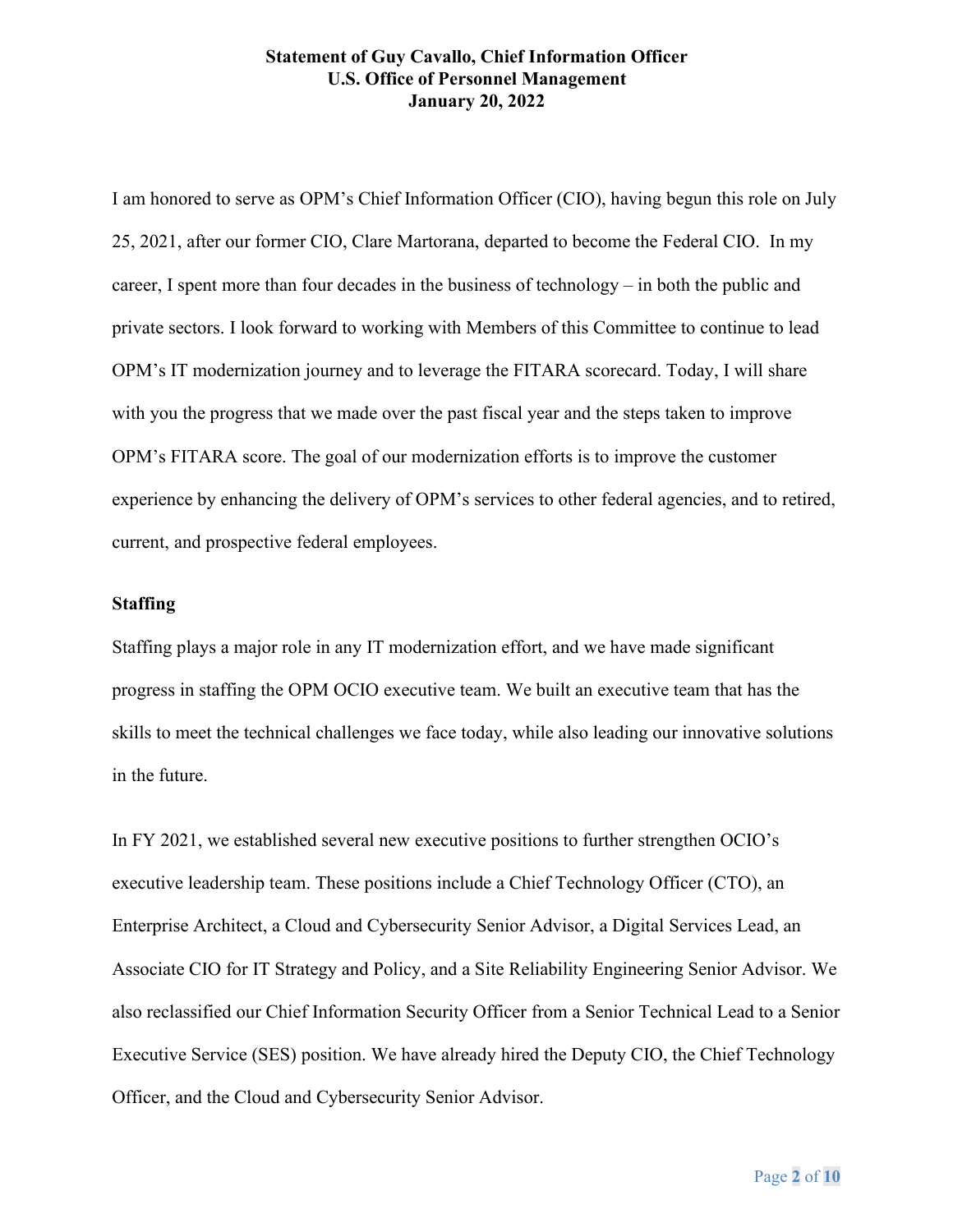**Statement of Guy Cavallo, Chief Information Officer**
**U.S. Office of Personnel Management**
**January 20, 2022**

I am honored to serve as OPM's Chief Information Officer (CIO), having begun this role on July 25, 2021, after our former CIO, Clare Martorana, departed to become the Federal CIO. In my career, I spent more than four decades in the business of technology – in both the public and private sectors. I look forward to working with Members of this Committee to continue to lead OPM's IT modernization journey and to leverage the FITARA scorecard. Today, I will share with you the progress that we made over the past fiscal year and the steps taken to improve OPM's FITARA score. The goal of our modernization efforts is to improve the customer experience by enhancing the delivery of OPM's services to other federal agencies, and to retired, current, and prospective federal employees.

## Staffing

Staffing plays a major role in any IT modernization effort, and we have made significant progress in staffing the OPM OCIO executive team. We built an executive team that has the skills to meet the technical challenges we face today, while also leading our innovative solutions in the future.

In FY 2021, we established several new executive positions to further strengthen OCIO's executive leadership team. These positions include a Chief Technology Officer (CTO), an Enterprise Architect, a Cloud and Cybersecurity Senior Advisor, a Digital Services Lead, an Associate CIO for IT Strategy and Policy, and a Site Reliability Engineering Senior Advisor. We also reclassified our Chief Information Security Officer from a Senior Technical Lead to a Senior Executive Service (SES) position. We have already hired the Deputy CIO, the Chief Technology Officer, and the Cloud and Cybersecurity Senior Advisor.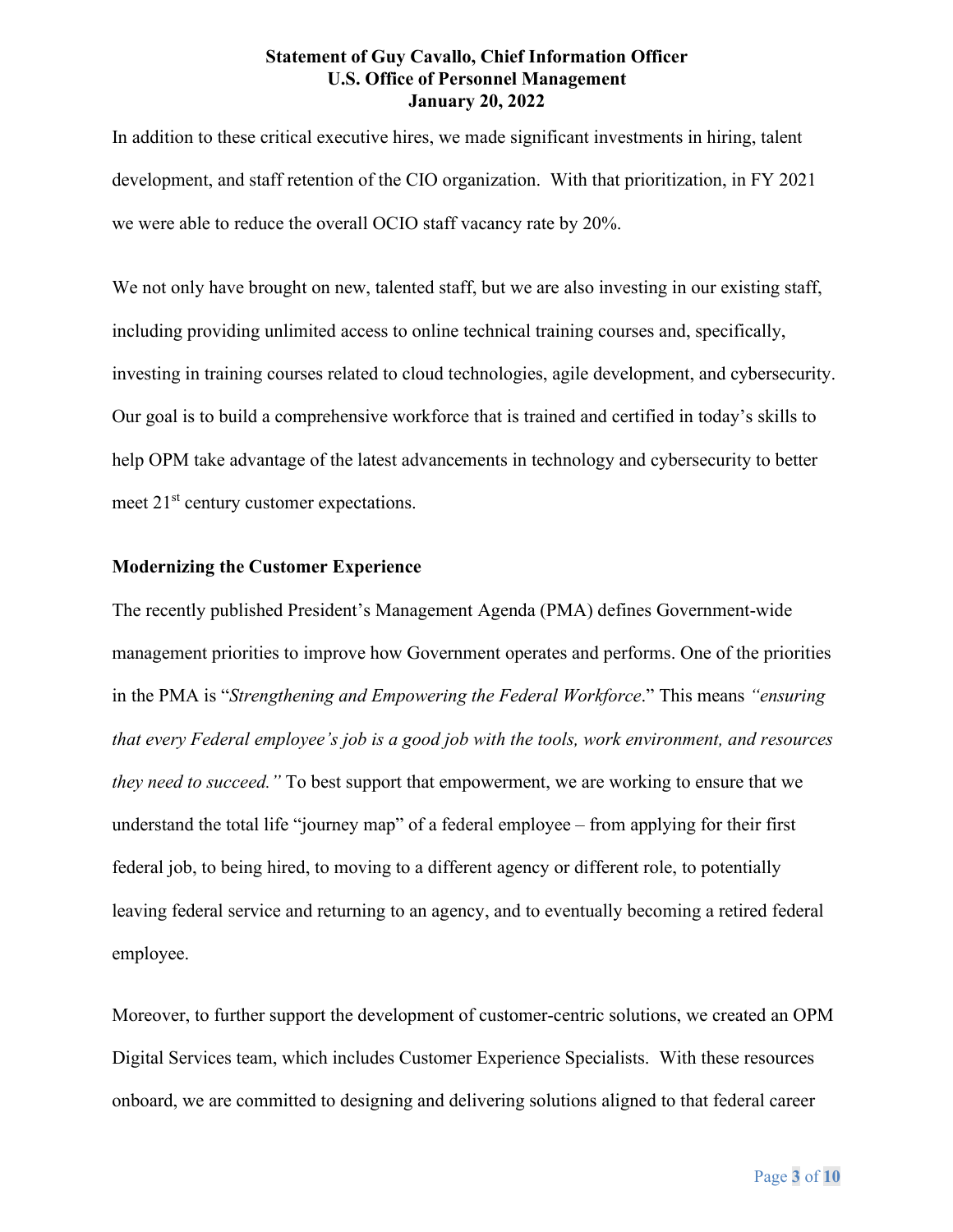In addition to these critical executive hires, we made significant investments in hiring, talent development, and staff retention of the CIO organization. With that prioritization, in FY 2021 we were able to reduce the overall OCIO staff vacancy rate by 20%.

We not only have brought on new, talented staff, but we are also investing in our existing staff, including providing unlimited access to online technical training courses and, specifically, investing in training courses related to cloud technologies, agile development, and cybersecurity. Our goal is to build a comprehensive workforce that is trained and certified in today's skills to help OPM take advantage of the latest advancements in technology and cybersecurity to better meet 21st century customer expectations.

**Modernizing the Customer Experience**

The recently published President's Management Agenda (PMA) defines Government-wide management priorities to improve how Government operates and performs. One of the priorities in the PMA is "*Strengthening and Empowering the Federal Workforce*." This means *"ensuring that every Federal employee's job is a good job with the tools, work environment, and resources they need to succeed."* To best support that empowerment, we are working to ensure that we understand the total life "journey map" of a federal employee – from applying for their first federal job, to being hired, to moving to a different agency or different role, to potentially leaving federal service and returning to an agency, and to eventually becoming a retired federal employee.

Moreover, to further support the development of customer-centric solutions, we created an OPM Digital Services team, which includes Customer Experience Specialists. With these resources onboard, we are committed to designing and delivering solutions aligned to that federal career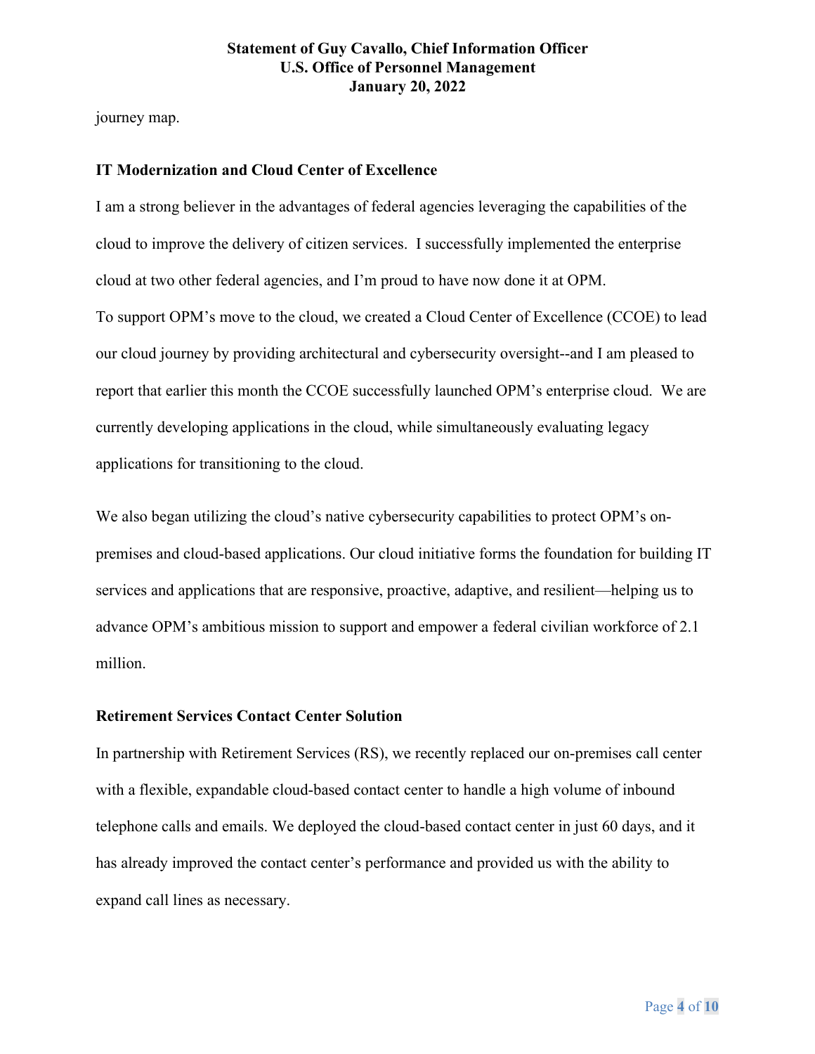journey map.

**IT Modernization and Cloud Center of Excellence**

I am a strong believer in the advantages of federal agencies leveraging the capabilities of the cloud to improve the delivery of citizen services. I successfully implemented the enterprise cloud at two other federal agencies, and I'm proud to have now done it at OPM.

To support OPM's move to the cloud, we created a Cloud Center of Excellence (CCOE) to lead our cloud journey by providing architectural and cybersecurity oversight--and I am pleased to report that earlier this month the CCOE successfully launched OPM's enterprise cloud. We are currently developing applications in the cloud, while simultaneously evaluating legacy applications for transitioning to the cloud.

We also began utilizing the cloud's native cybersecurity capabilities to protect OPM's on-premises and cloud-based applications. Our cloud initiative forms the foundation for building IT services and applications that are responsive, proactive, adaptive, and resilient—helping us to advance OPM's ambitious mission to support and empower a federal civilian workforce of 2.1 million.

**Retirement Services Contact Center Solution**

In partnership with Retirement Services (RS), we recently replaced our on-premises call center with a flexible, expandable cloud-based contact center to handle a high volume of inbound telephone calls and emails. We deployed the cloud-based contact center in just 60 days, and it has already improved the contact center's performance and provided us with the ability to expand call lines as necessary.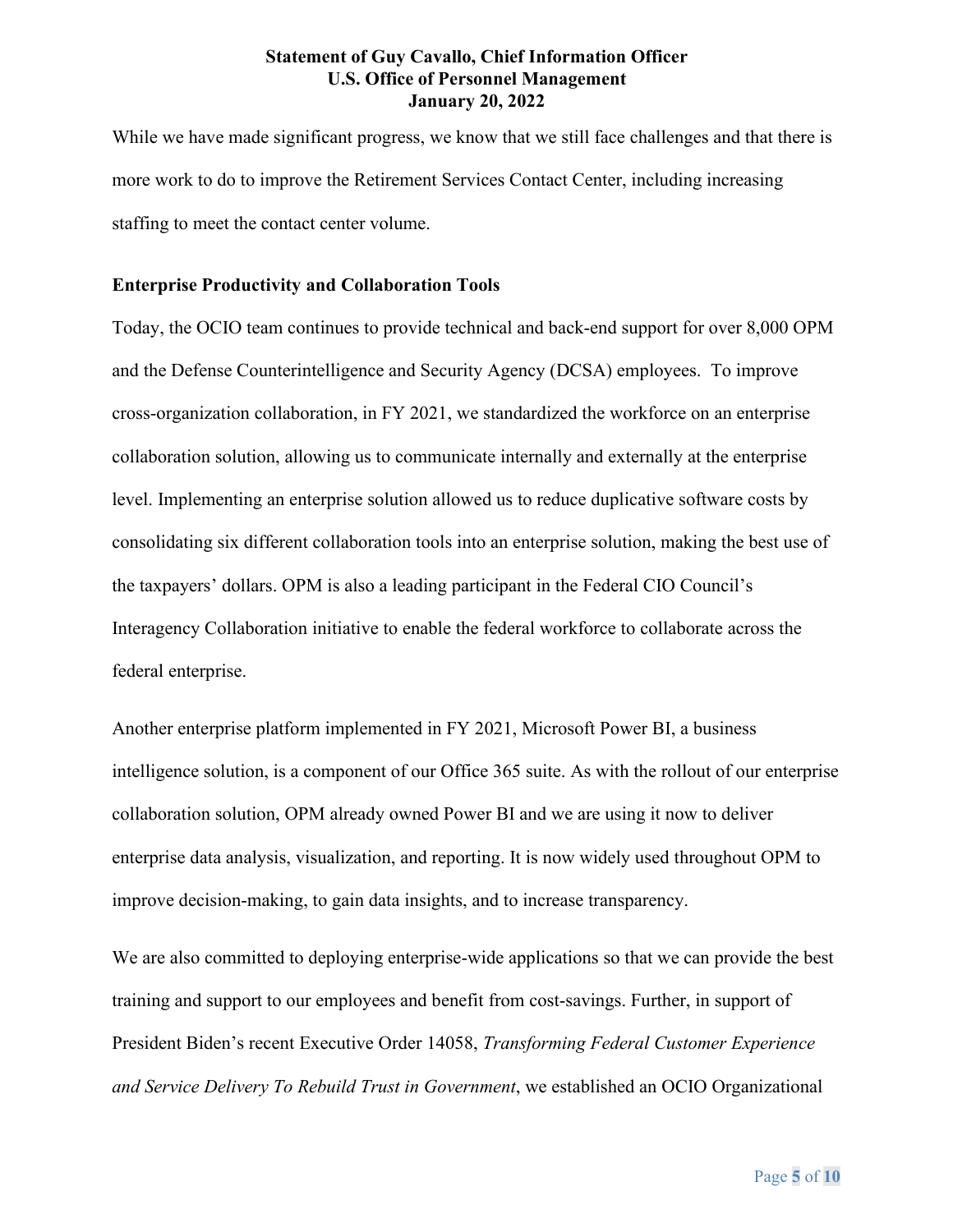While we have made significant progress, we know that we still face challenges and that there is more work to do to improve the Retirement Services Contact Center, including increasing staffing to meet the contact center volume.

**Enterprise Productivity and Collaboration Tools**

Today, the OCIO team continues to provide technical and back-end support for over 8,000 OPM and the Defense Counterintelligence and Security Agency (DCSA) employees. To improve cross-organization collaboration, in FY 2021, we standardized the workforce on an enterprise collaboration solution, allowing us to communicate internally and externally at the enterprise level. Implementing an enterprise solution allowed us to reduce duplicative software costs by consolidating six different collaboration tools into an enterprise solution, making the best use of the taxpayers' dollars. OPM is also a leading participant in the Federal CIO Council's Interagency Collaboration initiative to enable the federal workforce to collaborate across the federal enterprise.

Another enterprise platform implemented in FY 2021, Microsoft Power BI, a business intelligence solution, is a component of our Office 365 suite. As with the rollout of our enterprise collaboration solution, OPM already owned Power BI and we are using it now to deliver enterprise data analysis, visualization, and reporting. It is now widely used throughout OPM to improve decision-making, to gain data insights, and to increase transparency.

We are also committed to deploying enterprise-wide applications so that we can provide the best training and support to our employees and benefit from cost-savings. Further, in support of President Biden's recent Executive Order 14058, *Transforming Federal Customer Experience and Service Delivery To Rebuild Trust in Government*, we established an OCIO Organizational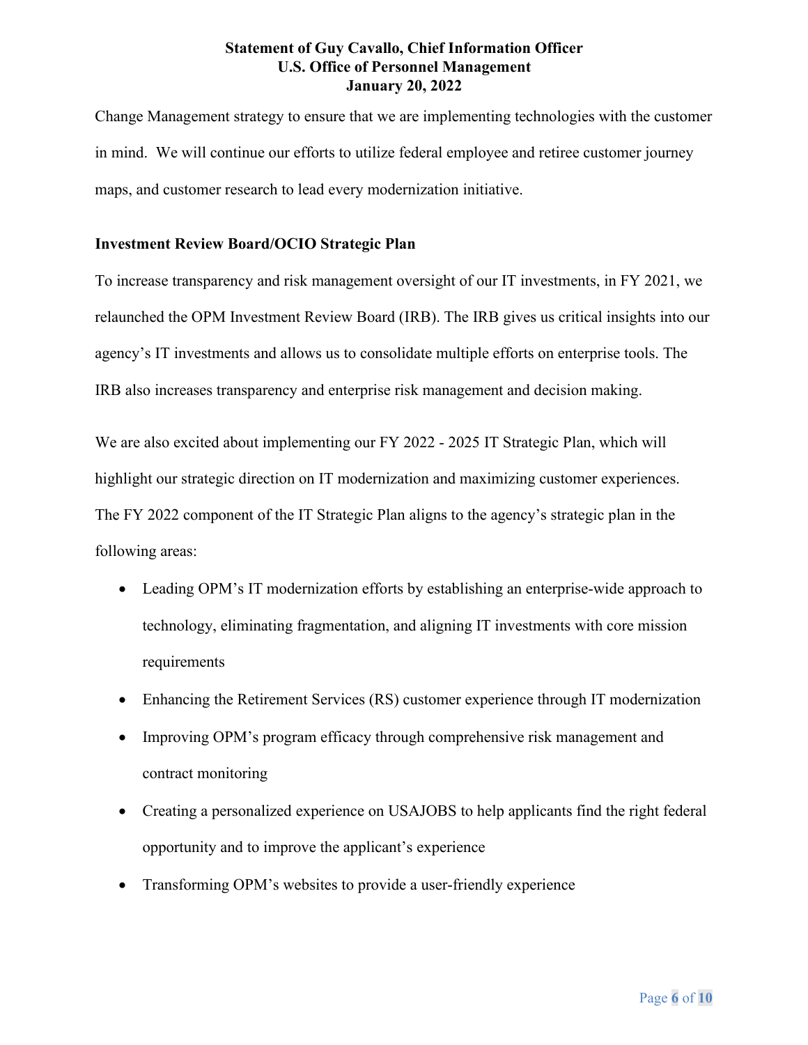Change Management strategy to ensure that we are implementing technologies with the customer in mind. We will continue our efforts to utilize federal employee and retiree customer journey maps, and customer research to lead every modernization initiative.

**Investment Review Board/OCIO Strategic Plan**

To increase transparency and risk management oversight of our IT investments, in FY 2021, we relaunched the OPM Investment Review Board (IRB). The IRB gives us critical insights into our agency's IT investments and allows us to consolidate multiple efforts on enterprise tools. The IRB also increases transparency and enterprise risk management and decision making.

We are also excited about implementing our FY 2022 - 2025 IT Strategic Plan, which will highlight our strategic direction on IT modernization and maximizing customer experiences. The FY 2022 component of the IT Strategic Plan aligns to the agency's strategic plan in the following areas:

- Leading OPM's IT modernization efforts by establishing an enterprise-wide approach to technology, eliminating fragmentation, and aligning IT investments with core mission requirements
- Enhancing the Retirement Services (RS) customer experience through IT modernization
- Improving OPM's program efficacy through comprehensive risk management and contract monitoring
- Creating a personalized experience on USAJOBS to help applicants find the right federal opportunity and to improve the applicant's experience
- Transforming OPM's websites to provide a user-friendly experience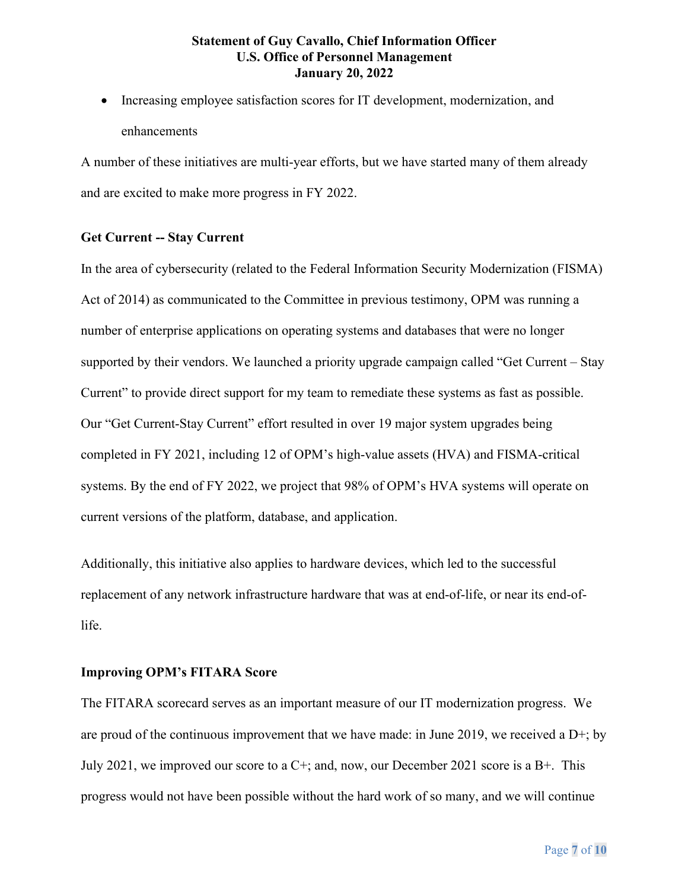- Increasing employee satisfaction scores for IT development, modernization, and enhancements

A number of these initiatives are multi-year efforts, but we have started many of them already and are excited to make more progress in FY 2022.

**Get Current -- Stay Current**

In the area of cybersecurity (related to the Federal Information Security Modernization (FISMA) Act of 2014) as communicated to the Committee in previous testimony, OPM was running a number of enterprise applications on operating systems and databases that were no longer supported by their vendors. We launched a priority upgrade campaign called "Get Current – Stay Current" to provide direct support for my team to remediate these systems as fast as possible. Our "Get Current-Stay Current" effort resulted in over 19 major system upgrades being completed in FY 2021, including 12 of OPM's high-value assets (HVA) and FISMA-critical systems. By the end of FY 2022, we project that 98% of OPM's HVA systems will operate on current versions of the platform, database, and application.

Additionally, this initiative also applies to hardware devices, which led to the successful replacement of any network infrastructure hardware that was at end-of-life, or near its end-of-life.

**Improving OPM's FITARA Score**

The FITARA scorecard serves as an important measure of our IT modernization progress. We are proud of the continuous improvement that we have made: in June 2019, we received a D+; by July 2021, we improved our score to a C+; and, now, our December 2021 score is a B+. This progress would not have been possible without the hard work of so many, and we will continue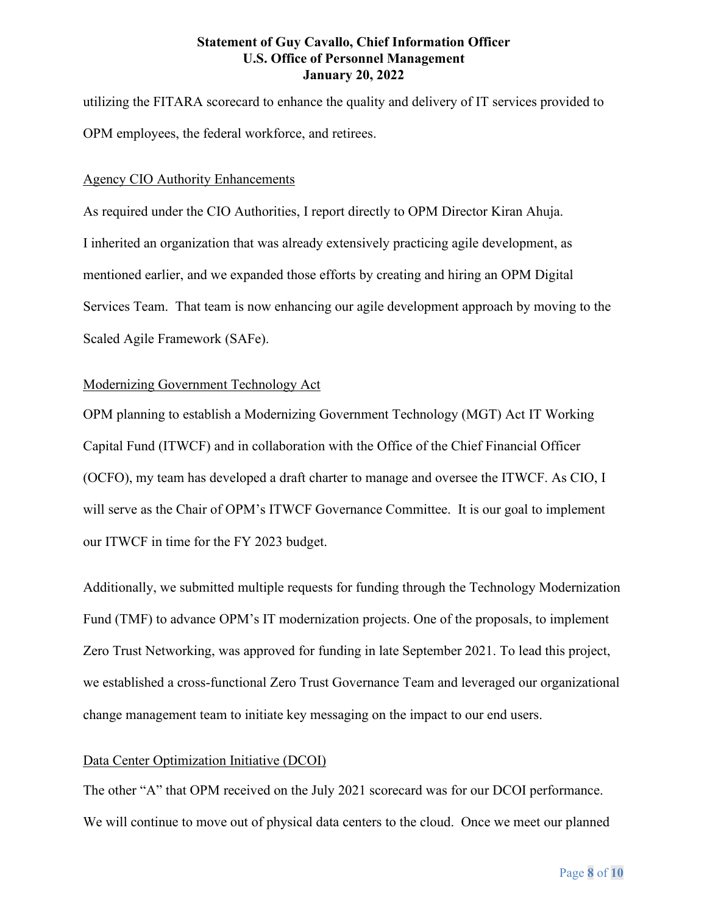utilizing the FITARA scorecard to enhance the quality and delivery of IT services provided to OPM employees, the federal workforce, and retirees.

## Agency CIO Authority Enhancements

As required under the CIO Authorities, I report directly to OPM Director Kiran Ahuja. I inherited an organization that was already extensively practicing agile development, as mentioned earlier, and we expanded those efforts by creating and hiring an OPM Digital Services Team. That team is now enhancing our agile development approach by moving to the Scaled Agile Framework (SAFe).

## Modernizing Government Technology Act

OPM planning to establish a Modernizing Government Technology (MGT) Act IT Working Capital Fund (ITWCF) and in collaboration with the Office of the Chief Financial Officer (OCFO), my team has developed a draft charter to manage and oversee the ITWCF. As CIO, I will serve as the Chair of OPM's ITWCF Governance Committee. It is our goal to implement our ITWCF in time for the FY 2023 budget.

Additionally, we submitted multiple requests for funding through the Technology Modernization Fund (TMF) to advance OPM's IT modernization projects. One of the proposals, to implement Zero Trust Networking, was approved for funding in late September 2021. To lead this project, we established a cross-functional Zero Trust Governance Team and leveraged our organizational change management team to initiate key messaging on the impact to our end users.

## Data Center Optimization Initiative (DCOI)

The other "A" that OPM received on the July 2021 scorecard was for our DCOI performance. We will continue to move out of physical data centers to the cloud. Once we meet our planned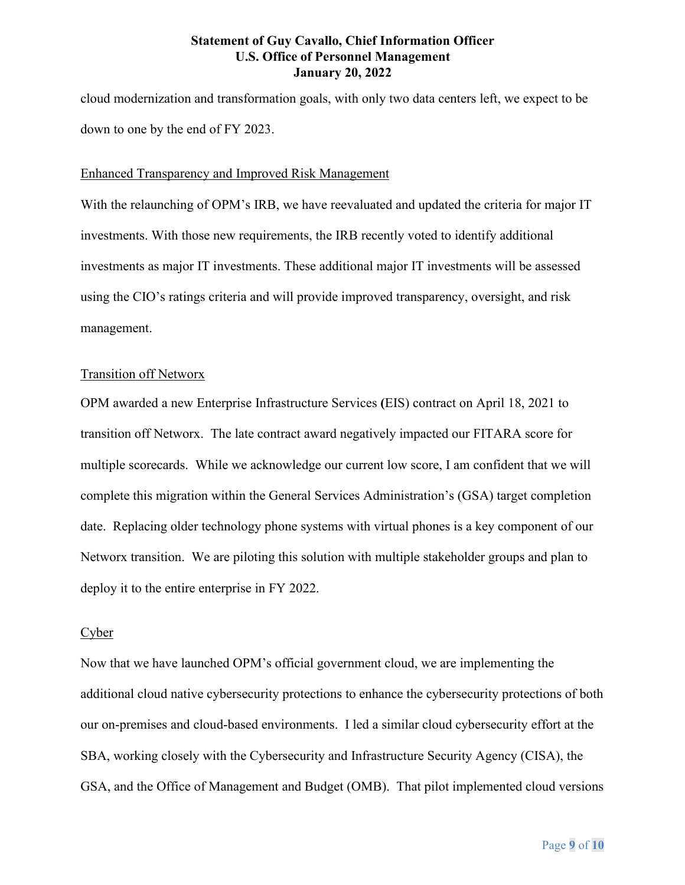cloud modernization and transformation goals, with only two data centers left, we expect to be down to one by the end of FY 2023.

Enhanced Transparency and Improved Risk Management

With the relaunching of OPM's IRB, we have reevaluated and updated the criteria for major IT investments. With those new requirements, the IRB recently voted to identify additional investments as major IT investments. These additional major IT investments will be assessed using the CIO's ratings criteria and will provide improved transparency, oversight, and risk management.

Transition off Networx

OPM awarded a new Enterprise Infrastructure Services (EIS) contract on April 18, 2021 to transition off Networx. The late contract award negatively impacted our FITARA score for multiple scorecards. While we acknowledge our current low score, I am confident that we will complete this migration within the General Services Administration's (GSA) target completion date. Replacing older technology phone systems with virtual phones is a key component of our Networx transition. We are piloting this solution with multiple stakeholder groups and plan to deploy it to the entire enterprise in FY 2022.

Cyber

Now that we have launched OPM's official government cloud, we are implementing the additional cloud native cybersecurity protections to enhance the cybersecurity protections of both our on-premises and cloud-based environments. I led a similar cloud cybersecurity effort at the SBA, working closely with the Cybersecurity and Infrastructure Security Agency (CISA), the GSA, and the Office of Management and Budget (OMB). That pilot implemented cloud versions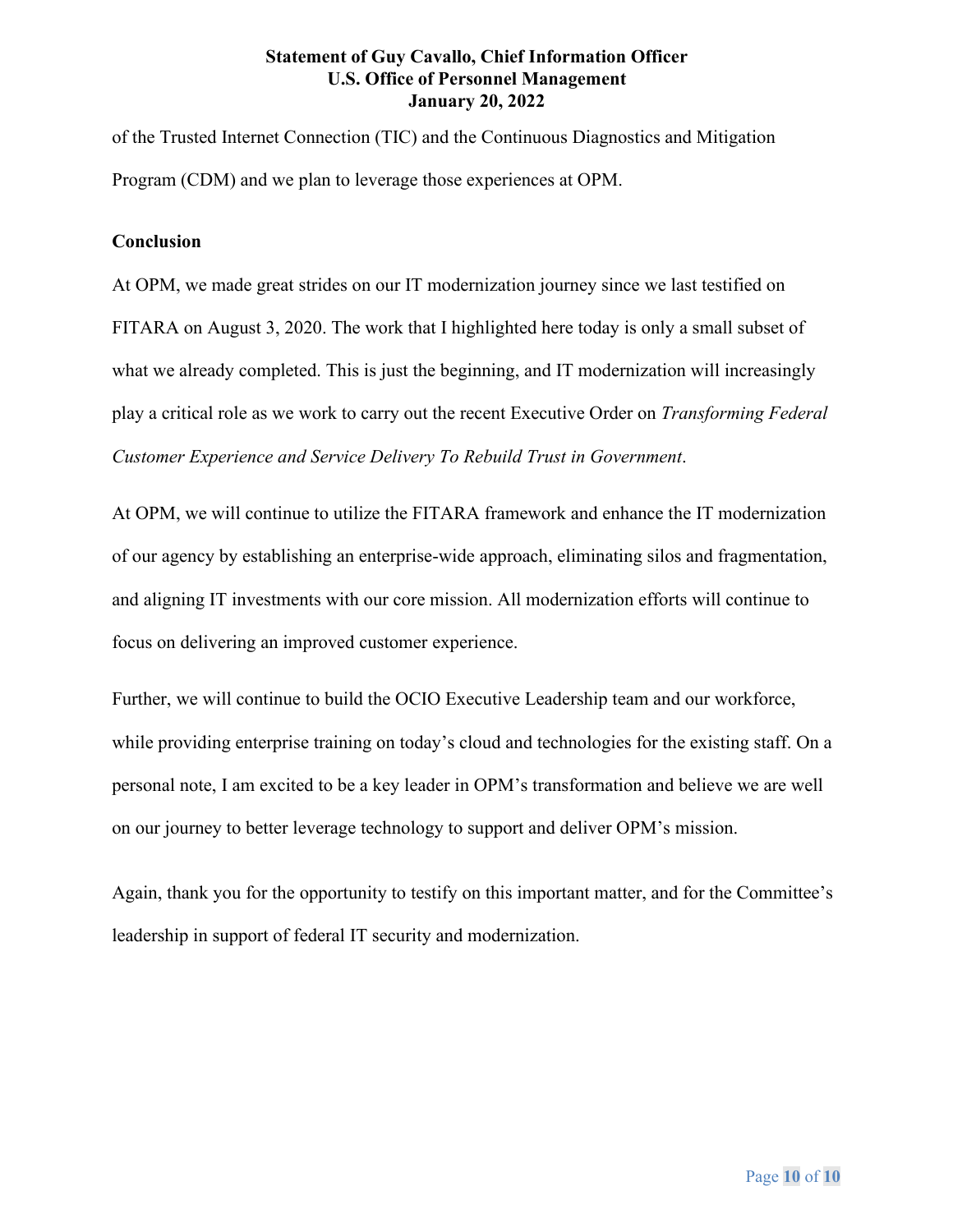of the Trusted Internet Connection (TIC) and the Continuous Diagnostics and Mitigation Program (CDM) and we plan to leverage those experiences at OPM.

**Conclusion**

At OPM, we made great strides on our IT modernization journey since we last testified on FITARA on August 3, 2020. The work that I highlighted here today is only a small subset of what we already completed. This is just the beginning, and IT modernization will increasingly play a critical role as we work to carry out the recent Executive Order on *Transforming Federal Customer Experience and Service Delivery To Rebuild Trust in Government*.

At OPM, we will continue to utilize the FITARA framework and enhance the IT modernization of our agency by establishing an enterprise-wide approach, eliminating silos and fragmentation, and aligning IT investments with our core mission. All modernization efforts will continue to focus on delivering an improved customer experience.

Further, we will continue to build the OCIO Executive Leadership team and our workforce, while providing enterprise training on today's cloud and technologies for the existing staff. On a personal note, I am excited to be a key leader in OPM's transformation and believe we are well on our journey to better leverage technology to support and deliver OPM's mission.

Again, thank you for the opportunity to testify on this important matter, and for the Committee's leadership in support of federal IT security and modernization.